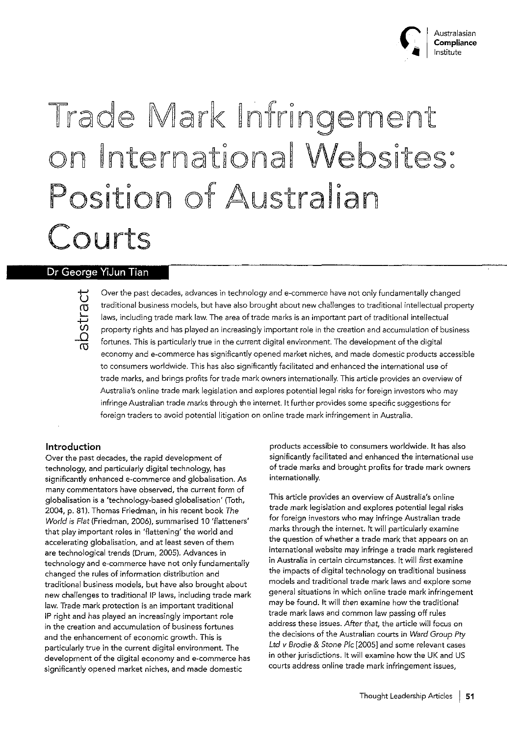Australasian **Compliance** Institute

# Trade Mark Infringement on International Websites: Position of Australian Courts

**Dr George YiJun Tian**

## abstract

Over the past decades, advances in technology and e-commerce have not only fundamentally changed traditional business models, but have also brought about new challenges to traditional intellectual property laws, including trade mark law. The area of trade marks is an important part of traditional intellectual property rights and has played an increasingly important role in the creation and accumulation of business fortunes. This is particularly true in the current digital environment. The development of the digital economy and e-commerce has significantly opened market niches, and made domestic products accessible to consumers worldwide. This has also significantly facilitated and enhanced the international use of trade marks, and brings profits for trade mark owners internationally. This article provides an overview of Australia's online trade mark legislation and explores potential legal risks for foreign investors who may infringe Australian trade marks through the internet. It further provides some specific suggestions for foreign traders to avoid potential litigation on online trade mark infringement in Australia.

### Introduction

Over the past decades, the rapid development of technology, and particularly digital technology, has significantly enhanced e-commerce and globalisation. As many commentators have observed, the current form of globalisation is a 'technology-based globalisation' (Toth, 2004, p. 81). Thomas Friedman, in his recent book *The World is Flat* (Friedman, 2006), summarised 10 'flatteners' that play important roles in 'flattening' the world and accelerating globalisation, and at least seven of them are technological trends (Drum, 2005). Advances in technology and e-commerce have not only fundamentally changed the rules of information distribution and traditional business models, but have also brought about new challenges to traditional IP laws, including trade mark law. Trade mark protection is an important traditional IP right and has played an increasingly important role in the creation and accumulation of business fortunes and the enhancement of economic growth. This is particularly true in the current digital environment. The development of the digital economy and e-commerce has significantly opened market niches, and made domestic products accessible to consumers worldwide. It has also significantly facilitated and enhanced the international use of trade marks and brought profits for trade mark owners internationally.

This article provides an overview of Australia's online trade mark legislation and explores potential legal risks for foreign investors who may infringe Australian trade marks through the internet. It will particularly examine the question of whether a trade mark that appears on an international website may infringe a trade mark registered in Australia in certain circumstances. It will *first* examine the impacts of digital technology on traditional business models and traditional trade mark laws and explore some general situations in which online trade mark infringement may be found. It will *then* examine how the traditional trade mark laws and common law passing off rules address these issues. *After that*, the article will focus on the decisions of the Australian courts in *Ward Group Pty Ltd v Brodie & Stone Plc* [2005] and some relevant cases in other jurisdictions. It will examine how the UK and US courts address online trade mark infringement issues,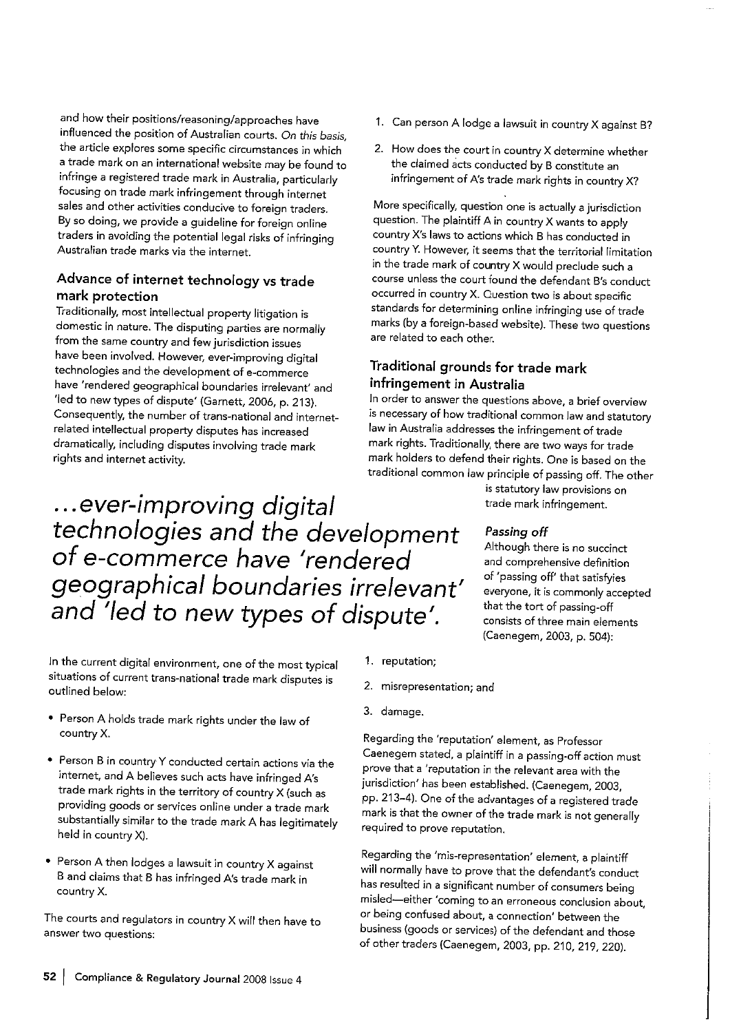and how their positions/reasoning/approaches have influenced the position of Australian courts. *On this basis*, the article explores some specific circumstances in which a trade mark on an international website may be found to infringe a registered trade mark in Australia, particularly focusing on trade mark infringement through internet sales and other activities conducive to foreign traders. By so doing, we provide a guideline for foreign online traders in avoiding the potential legal risks of infringing Australian trade marks via the internet.

## Advance of internet technology vs trade mark protection

Traditionally, most intellectual property litigation is domestic in nature. The disputing parties are normally from the same country and few jurisdiction issues have been involved. However, ever-improving digital technologies and the development of e-commerce have 'rendered geographical boundaries irrelevant' and 'led to new types of dispute' (Garnett, 2006, p. 213). Consequently, the number of trans-national and internet-related intellectual property disputes has increased dramatically, including disputes involving trade mark rights and internet activity.

> *...ever-improving digital technologies and the development of e-commerce have 'rendered geographical boundaries irrelevant' and 'led to new types of dispute'.*

In the current digital environment, one of the most typical situations of current trans-national trade mark disputes is outlined below:

- Person A holds trade mark rights under the law of country X.
- Person B in country Y conducted certain actions via the internet, and A believes such acts have infringed A's trade mark rights in the territory of country X (such as providing goods or services online under a trade mark substantially similar to the trade mark A has legitimately held in country X).
- Person A then lodges a lawsuit in country X against B and claims that B has infringed A's trade mark in country X.

The courts and regulators in country X will then have to answer two questions:

1. Can person A lodge a lawsuit in country X against B?
2. How does the court in country X determine whether the claimed acts conducted by B constitute an infringement of A's trade mark rights in country X?

More specifically, question one is actually a jurisdiction question. The plaintiff A in country X wants to apply country X's laws to actions which B has conducted in country Y. However, it seems that the territorial limitation in the trade mark of country X would preclude such a course unless the court found the defendant B's conduct occurred in country X. Question two is about specific standards for determining online infringing use of trade marks (by a foreign-based website). These two questions are related to each other.

## Traditional grounds for trade mark infringement in Australia

In order to answer the questions above, a brief overview is necessary of how traditional common law and statutory law in Australia addresses the infringement of trade mark rights. Traditionally, there are two ways for trade mark holders to defend their rights. One is based on the traditional common law principle of passing off. The other is statutory law provisions on trade mark infringement.

### *Passing off*

Although there is no succinct and comprehensive definition of 'passing off' that satisfyies everyone, it is commonly accepted that the tort of passing-off consists of three main elements (Caenegem, 2003, p. 504):

1. reputation;
2. misrepresentation; and
3. damage.

Regarding the 'reputation' element, as Professor Caenegem stated, a plaintiff in a passing-off action must prove that a 'reputation in the relevant area with the jurisdiction' has been established. (Caenegem, 2003, pp. 213–4). One of the advantages of a registered trade mark is that the owner of the trade mark is not generally required to prove reputation.

Regarding the 'mis-representation' element, a plaintiff will normally have to prove that the defendant's conduct has resulted in a significant number of consumers being misled—either 'coming to an erroneous conclusion about, or being confused about, a connection' between the business (goods or services) of the defendant and those of other traders (Caenegem, 2003, pp. 210, 219, 220).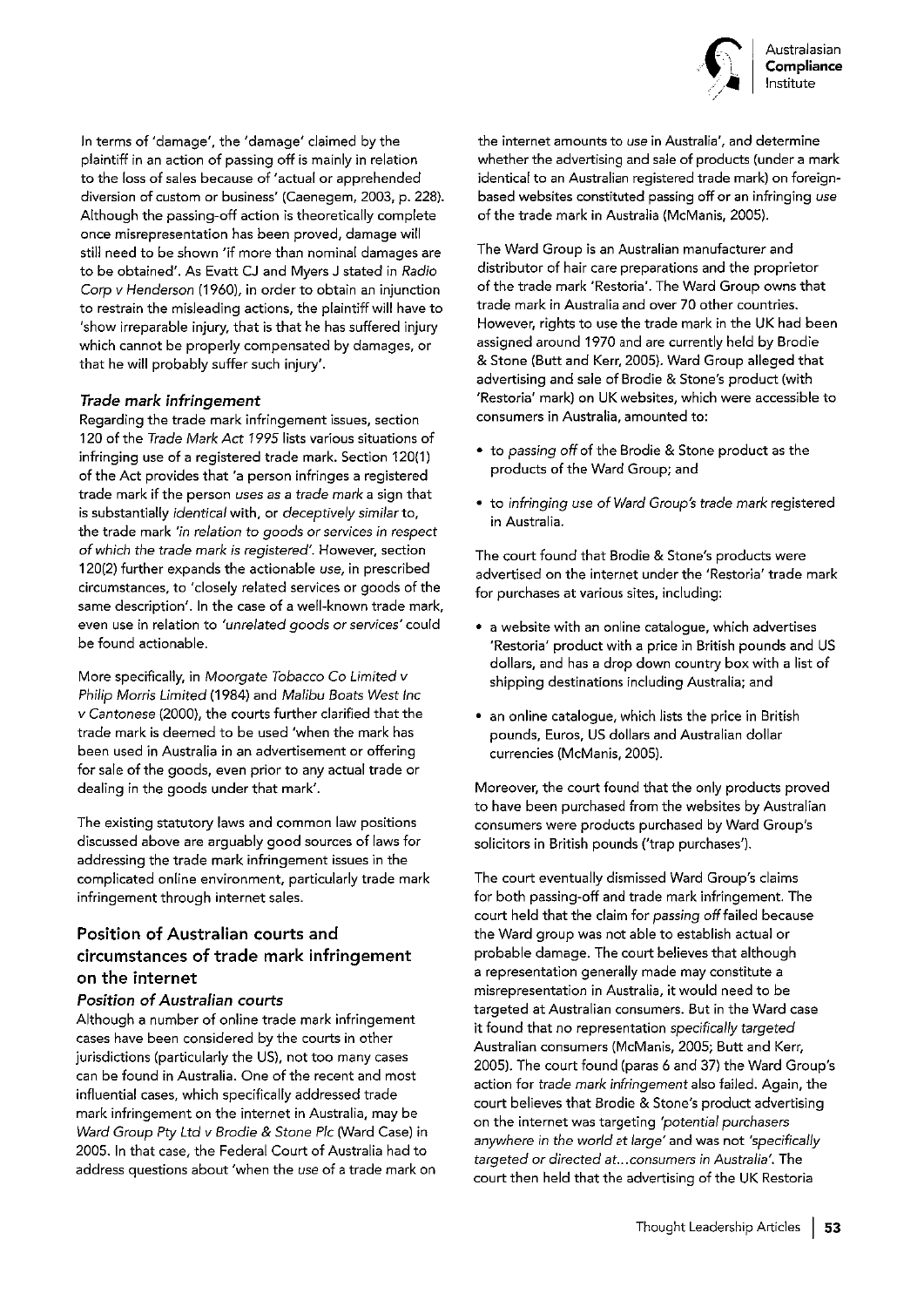In terms of 'damage', the 'damage' claimed by the plaintiff in an action of passing off is mainly in relation to the loss of sales because of 'actual or apprehended diversion of custom or business' (Caenegem, 2003, p. 228). Although the passing-off action is theoretically complete once misrepresentation has been proved, damage will still need to be shown 'if more than nominal damages are to be obtained'. As Evatt CJ and Myers J stated in *Radio Corp v Henderson* (1960), in order to obtain an injunction to restrain the misleading actions, the plaintiff will have to 'show irreparable injury, that is that he has suffered injury which cannot be properly compensated by damages, or that he will probably suffer such injury'.

### *Trade mark infringement*

Regarding the trade mark infringement issues, section 120 of the *Trade Mark Act 1995* lists various situations of infringing use of a registered trade mark. Section 120(1) of the Act provides that 'a person infringes a registered trade mark if the person *uses as a trade mark* a sign that is substantially *identical* with, or *deceptively similar* to, the trade mark *'in relation to goods or services in respect of which the trade mark is registered'*. However, section 120(2) further expands the actionable *use*, in prescribed circumstances, to 'closely related services or goods of the same description'. In the case of a well-known trade mark, even use in relation to *'unrelated goods or services'* could be found actionable.

More specifically, in *Moorgate Tobacco Co Limited v Philip Morris Limited* (1984) and *Malibu Boats West Inc v Cantonese* (2000), the courts further clarified that the trade mark is deemed to be used 'when the mark has been used in Australia in an advertisement or offering for sale of the goods, even prior to any actual trade or dealing in the goods under that mark'.

The existing statutory laws and common law positions discussed above are arguably good sources of laws for addressing the trade mark infringement issues in the complicated online environment, particularly trade mark infringement through internet sales.

## Position of Australian courts and circumstances of trade mark infringement on the internet

### *Position of Australian courts*

Although a number of online trade mark infringement cases have been considered by the courts in other jurisdictions (particularly the US), not too many cases can be found in Australia. One of the recent and most influential cases, which specifically addressed trade mark infringement on the internet in Australia, may be *Ward Group Pty Ltd v Brodie & Stone Plc* (Ward Case) in 2005. In that case, the Federal Court of Australia had to address questions about 'when the *use* of a trade mark on the internet amounts to *use* in Australia', and determine whether the advertising and sale of products (under a mark identical to an Australian registered trade mark) on foreign-based websites constituted passing off or an infringing *use* of the trade mark in Australia (McManis, 2005).

The Ward Group is an Australian manufacturer and distributor of hair care preparations and the proprietor of the trade mark 'Restoria'. The Ward Group owns that trade mark in Australia and over 70 other countries. However, rights to use the trade mark in the UK had been assigned around 1970 and are currently held by Brodie & Stone (Butt and Kerr, 2005). Ward Group alleged that advertising and sale of Brodie & Stone's product (with 'Restoria' mark) on UK websites, which were accessible to consumers in Australia, amounted to:

- to *passing off* of the Brodie & Stone product as the products of the Ward Group; and
- to *infringing use of Ward Group's trade mark* registered in Australia.

The court found that Brodie & Stone's products were advertised on the internet under the 'Restoria' trade mark for purchases at various sites, including:

- a website with an online catalogue, which advertises 'Restoria' product with a price in British pounds and US dollars, and has a drop down country box with a list of shipping destinations including Australia; and
- an online catalogue, which lists the price in British pounds, Euros, US dollars and Australian dollar currencies (McManis, 2005).

Moreover, the court found that the only products proved to have been purchased from the websites by Australian consumers were products purchased by Ward Group's solicitors in British pounds ('trap purchases').

The court eventually dismissed Ward Group's claims for both passing-off and trade mark infringement. The court held that the claim for *passing off* failed because the Ward group was not able to establish actual or probable damage. The court believes that although a representation generally made may constitute a misrepresentation in Australia, it would need to be targeted at Australian consumers. But in the Ward case it found that no representation *specifically targeted* Australian consumers (McManis, 2005; Butt and Kerr, 2005). The court found (paras 6 and 37) the Ward Group's action for *trade mark infringement* also failed. Again, the court believes that Brodie & Stone's product advertising on the internet was targeting *'potential purchasers anywhere in the world at large'* and was not *'specifically targeted or directed at...consumers in Australia'*. The court then held that the advertising of the UK Restoria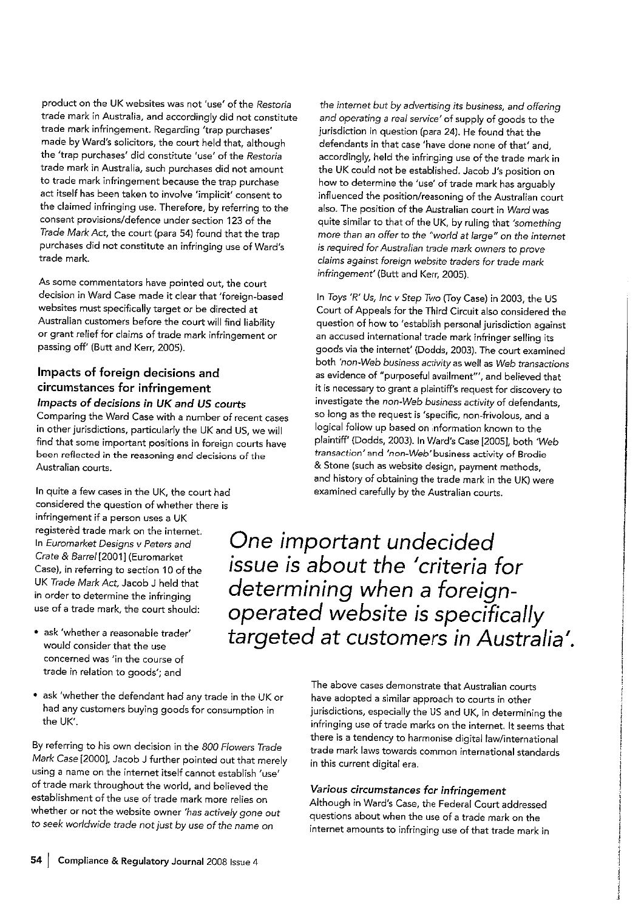product on the UK websites was not 'use' of the *Restoria* trade mark in Australia, and accordingly did not constitute trade mark infringement. Regarding 'trap purchases' made by Ward's solicitors, the court held that, although the 'trap purchases' did constitute 'use' of the *Restoria* trade mark in Australia, such purchases did not amount to trade mark infringement because the trap purchase act itself has been taken to involve 'implicit' consent to the claimed infringing use. Therefore, by referring to the consent provisions/defence under section 123 of the *Trade Mark Act*, the court (para 54) found that the trap purchases did not constitute an infringing use of Ward's trade mark.

As some commentators have pointed out, the court decision in Ward Case made it clear that 'foreign-based websites must specifically target or be directed at Australian customers before the court will find liability or grant relief for claims of trade mark infringement or passing off' (Butt and Kerr, 2005).

## Impacts of foreign decisions and circumstances for infringement

### *Impacts of decisions in UK and US courts*

Comparing the Ward Case with a number of recent cases in other jurisdictions, particularly the UK and US, we will find that some important positions in foreign courts have been reflected in the reasoning and decisions of the Australian courts.

In quite a few cases in the UK, the court had considered the question of whether there is infringement if a person uses a UK registered trade mark on the internet. In *Euromarket Designs v Peters and Crate & Barrel* [2001] (Euromarket Case), in referring to section 10 of the UK *Trade Mark Act*, Jacob J held that in order to determine the infringing use of a trade mark, the court should:

- ask 'whether a reasonable trader' would consider that the use concerned was 'in the course of trade in relation to goods'; and
- ask 'whether the defendant had any trade in the UK or had any customers buying goods for consumption in the UK'.

By referring to his own decision in the *800 Flowers Trade Mark Case* [2000], Jacob J further pointed out that merely using a name on the internet itself cannot establish 'use' of trade mark throughout the world, and believed the establishment of the use of trade mark more relies on whether or not the website owner *'has actively gone out to seek worldwide trade not just by use of the name on the internet but by advertising its business, and offering and operating a real service'* of supply of goods to the jurisdiction in question (para 24). He found that the defendants in that case 'have done none of that' and, accordingly, held the infringing use of the trade mark in the UK could not be established. Jacob J's position on how to determine the 'use' of trade mark has arguably influenced the position/reasoning of the Australian court also. The position of the Australian court in *Ward* was quite similar to that of the UK, by ruling that *'something more than an offer to the "world at large" on the internet is required for Australian trade mark owners to prove claims against foreign website traders for trade mark infringement'* (Butt and Kerr, 2005).

In *Toys 'R' Us, Inc v Step Two* (Toy Case) in 2003, the US Court of Appeals for the Third Circuit also considered the question of how to 'establish personal jurisdiction against an accused international trade mark infringer selling its goods via the internet' (Dodds, 2003). The court examined both *'non-Web business activity* as well as *Web transactions* as evidence of "purposeful availment"', and believed that it is necessary to grant a plaintiff's request for discovery to investigate the *non-Web business activity* of defendants, so long as the request is 'specific, non-frivolous, and a logical follow up based on information known to the plaintiff' (Dodds, 2003). In Ward's Case [2005], both *'Web transaction'* and *'non-Web'* business activity of Brodie & Stone (such as website design, payment methods, and history of obtaining the trade mark in the UK) were examined carefully by the Australian courts.

> *One important undecided issue is about the 'criteria for determining when a foreign-operated website is specifically targeted at customers in Australia'.*

The above cases demonstrate that Australian courts have adopted a similar approach to courts in other jurisdictions, especially the US and UK, in determining the infringing use of trade marks on the internet. It seems that there is a tendency to harmonise digital law/international trade mark laws towards common international standards in this current digital era.

### *Various circumstances for infringement*

Although in Ward's Case, the Federal Court addressed questions about when the use of a trade mark on the internet amounts to infringing use of that trade mark in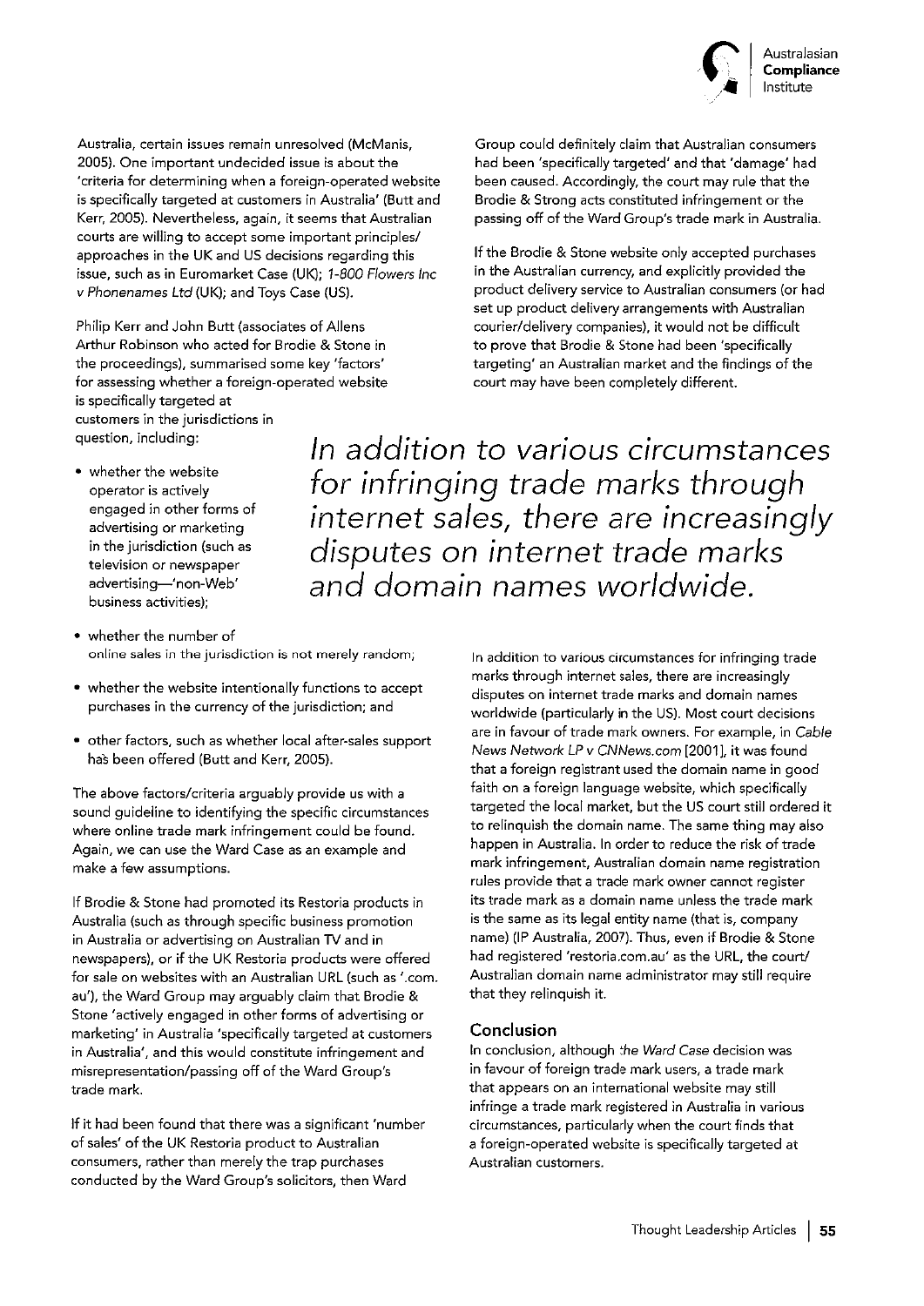Australia, certain issues remain unresolved (McManis, 2005). One important undecided issue is about the 'criteria for determining when a foreign-operated website is specifically targeted at customers in Australia' (Butt and Kerr, 2005). Nevertheless, again, it seems that Australian courts are willing to accept some important principles/ approaches in the UK and US decisions regarding this issue, such as in Euromarket Case (UK); *1-800 Flowers Inc v Phonenames Ltd* (UK); and Toys Case (US).

Philip Kerr and John Butt (associates of Allens Arthur Robinson who acted for Brodie & Stone in the proceedings), summarised some key 'factors' for assessing whether a foreign-operated website is specifically targeted at customers in the jurisdictions in question, including:

- whether the website operator is actively engaged in other forms of advertising or marketing in the jurisdiction (such as television or newspaper advertising—'non-Web' business activities);
- whether the number of online sales in the jurisdiction is not merely random;
- whether the website intentionally functions to accept purchases in the currency of the jurisdiction; and
- other factors, such as whether local after-sales support has been offered (Butt and Kerr, 2005).

The above factors/criteria arguably provide us with a sound guideline to identifying the specific circumstances where online trade mark infringement could be found. Again, we can use the Ward Case as an example and make a few assumptions.

If Brodie & Stone had promoted its Restoria products in Australia (such as through specific business promotion in Australia or advertising on Australian TV and in newspapers), or if the UK Restoria products were offered for sale on websites with an Australian URL (such as '.com.au'), the Ward Group may arguably claim that Brodie & Stone 'actively engaged in other forms of advertising or marketing' in Australia 'specifically targeted at customers in Australia', and this would constitute infringement and misrepresentation/passing off of the Ward Group's trade mark.

If it had been found that there was a significant 'number of sales' of the UK Restoria product to Australian consumers, rather than merely the trap purchases conducted by the Ward Group's solicitors, then Ward Group could definitely claim that Australian consumers had been 'specifically targeted' and that 'damage' had been caused. Accordingly, the court may rule that the Brodie & Strong acts constituted infringement or the passing off of the Ward Group's trade mark in Australia.

If the Brodie & Stone website only accepted purchases in the Australian currency, and explicitly provided the product delivery service to Australian consumers (or had set up product delivery arrangements with Australian courier/delivery companies), it would not be difficult to prove that Brodie & Stone had been 'specifically targeting' an Australian market and the findings of the court may have been completely different.

*In addition to various circumstances for infringing trade marks through internet sales, there are increasingly disputes on internet trade marks and domain names worldwide.*

In addition to various circumstances for infringing trade marks through internet sales, there are increasingly disputes on internet trade marks and domain names worldwide (particularly in the US). Most court decisions are in favour of trade mark owners. For example, in *Cable News Network LP v CNNews.com* [2001], it was found that a foreign registrant used the domain name in good faith on a foreign language website, which specifically targeted the local market, but the US court still ordered it to relinquish the domain name. The same thing may also happen in Australia. In order to reduce the risk of trade mark infringement, Australian domain name registration rules provide that a trade mark owner cannot register its trade mark as a domain name unless the trade mark is the same as its legal entity name (that is, company name) (IP Australia, 2007). Thus, even if Brodie & Stone had registered 'restoria.com.au' as the URL, the court/ Australian domain name administrator may still require that they relinquish it.

## Conclusion

In conclusion, although the *Ward Case* decision was in favour of foreign trade mark users, a trade mark that appears on an international website may still infringe a trade mark registered in Australia in various circumstances, particularly when the court finds that a foreign-operated website is specifically targeted at Australian customers.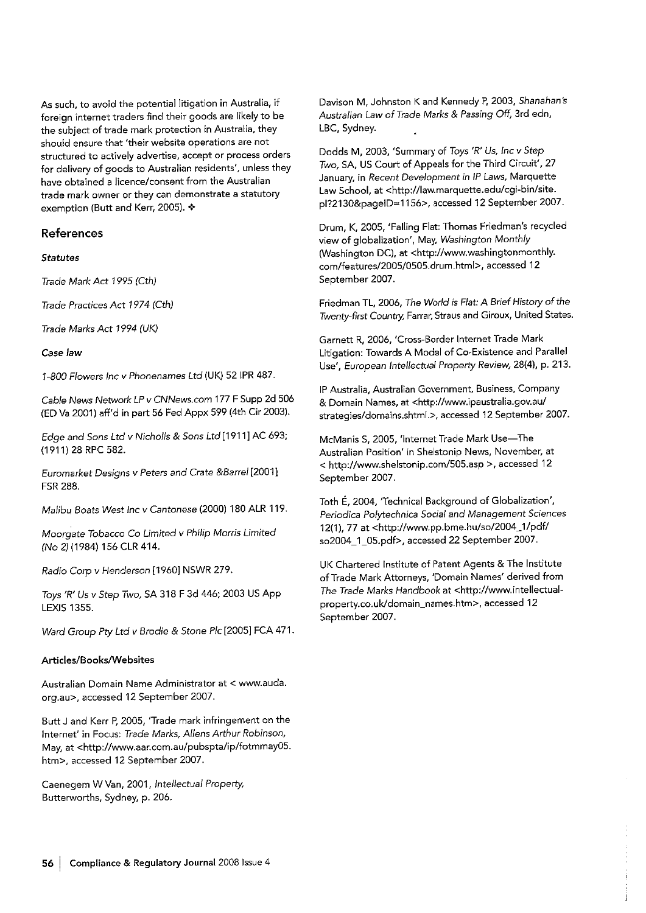As such, to avoid the potential litigation in Australia, if foreign internet traders find their goods are likely to be the subject of trade mark protection in Australia, they should ensure that 'their website operations are not structured to actively advertise, accept or process orders for delivery of goods to Australian residents', unless they have obtained a licence/consent from the Australian trade mark owner or they can demonstrate a statutory exemption (Butt and Kerr, 2005). ❖

## References

### *Statutes*

*Trade Mark Act 1995 (Cth)*

*Trade Practices Act 1974 (Cth)*

*Trade Marks Act 1994 (UK)*

### *Case law*

*1-800 Flowers Inc v Phonenames Ltd* (UK) 52 IPR 487.

*Cable News Network LP v CNNews.com* 177 F Supp 2d 506 (ED Va 2001) aff'd in part 56 Fed Appx 599 (4th Cir 2003).

*Edge and Sons Ltd v Nicholls & Sons Ltd* [1911] AC 693; (1911) 28 RPC 582.

*Euromarket Designs v Peters and Crate &Barrel* [2001] FSR 288.

*Malibu Boats West Inc v Cantonese* (2000) 180 ALR 119.

*Moorgate Tobacco Co Limited v Philip Morris Limited (No 2)* (1984) 156 CLR 414.

*Radio Corp v Henderson* [1960] NSWR 279.

*Toys 'R' Us v Step Two,* SA 318 F 3d 446; 2003 US App LEXIS 1355.

*Ward Group Pty Ltd v Brodie & Stone Plc* [2005] FCA 471.

### Articles/Books/Websites

Australian Domain Name Administrator at < www.auda.org.au>, accessed 12 September 2007.

Butt J and Kerr P, 2005, 'Trade mark infringement on the Internet' in Focus: *Trade Marks, Allens Arthur Robinson,* May, at <http://www.aar.com.au/pubspta/ip/fotmmay05.htm>, accessed 12 September 2007.

Caenegem W Van, 2001, *Intellectual Property,* Butterworths, Sydney, p. 206.

Davison M, Johnston K and Kennedy P, 2003, *Shanahan's Australian Law of Trade Marks & Passing Off,* 3rd edn, LBC, Sydney.

Dodds M, 2003, 'Summary of *Toys 'R' Us, Inc v Step Two,* SA, US Court of Appeals for the Third Circuit', 27 January, in *Recent Development in IP Laws,* Marquette Law School, at <http://law.marquette.edu/cgi-bin/site.pl?2130&pageID=1156>, accessed 12 September 2007.

Drum, K, 2005, 'Falling Flat: Thomas Friedman's recycled view of globalization', May, *Washington Monthly* (Washington DC), at <http://www.washingtonmonthly.com/features/2005/0505.drum.html>, accessed 12 September 2007.

Friedman TL, 2006, *The World is Flat: A Brief History of the Twenty-first Country,* Farrar, Straus and Giroux, United States.

Garnett R, 2006, 'Cross-Border Internet Trade Mark Litigation: Towards A Model of Co-Existence and Parallel Use', *European Intellectual Property Review,* 28(4), p. 213.

IP Australia, Australian Government, Business, Company & Domain Names, at <http://www.ipaustralia.gov.au/strategies/domains.shtml.>, accessed 12 September 2007.

McManis S, 2005, 'Internet Trade Mark Use—The Australian Position' in Shelstonip News, November, at < http://www.shelstonip.com/505.asp >, accessed 12 September 2007.

Toth É, 2004, 'Technical Background of Globalization', *Periodica Polytechnica Social and Management Sciences* 12(1), 77 at <http://www.pp.bme.hu/so/2004_1/pdf/so2004_1_05.pdf>, accessed 22 September 2007.

UK Chartered Institute of Patent Agents & The Institute of Trade Mark Attorneys, 'Domain Names' derived from *The Trade Marks Handbook* at <http://www.intellectual-property.co.uk/domain_names.htm>, accessed 12 September 2007.